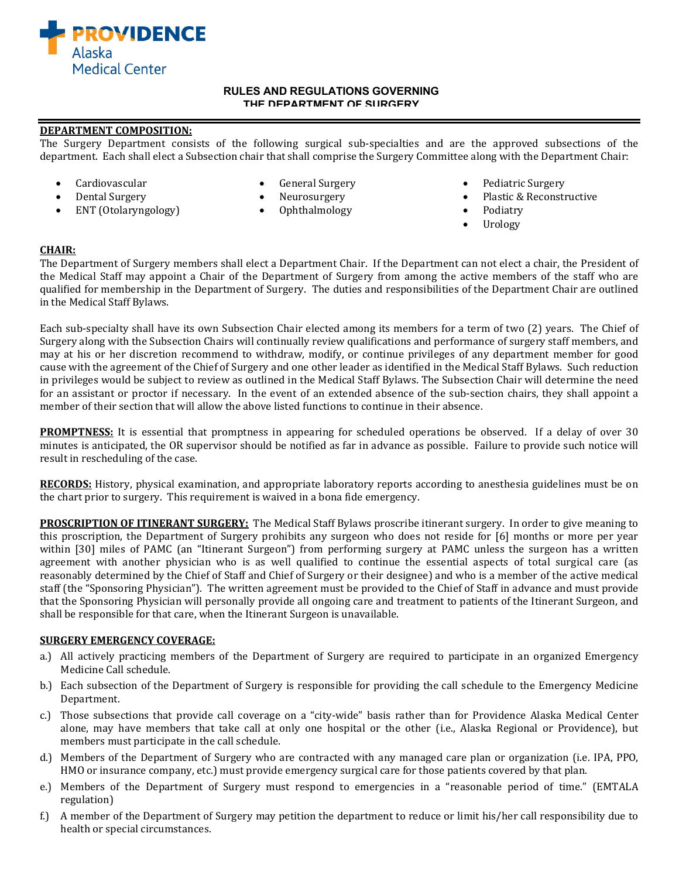PROVIDENCE
Alaska
Medical Center

# RULES AND REGULATIONS GOVERNING THE DEPARTMENT OF SURGERY

**DEPARTMENT COMPOSITION:**

The Surgery Department consists of the following surgical sub-specialties and are the approved subsections of the department. Each shall elect a Subsection chair that shall comprise the Surgery Committee along with the Department Chair:

- Cardiovascular
- Dental Surgery
- ENT (Otolaryngology)
- General Surgery
- Neurosurgery
- Ophthalmology
- Pediatric Surgery
- Plastic & Reconstructive
- Podiatry
- Urology

**CHAIR:**

The Department of Surgery members shall elect a Department Chair. If the Department can not elect a chair, the President of the Medical Staff may appoint a Chair of the Department of Surgery from among the active members of the staff who are qualified for membership in the Department of Surgery. The duties and responsibilities of the Department Chair are outlined in the Medical Staff Bylaws.

Each sub-specialty shall have its own Subsection Chair elected among its members for a term of two (2) years. The Chief of Surgery along with the Subsection Chairs will continually review qualifications and performance of surgery staff members, and may at his or her discretion recommend to withdraw, modify, or continue privileges of any department member for good cause with the agreement of the Chief of Surgery and one other leader as identified in the Medical Staff Bylaws. Such reduction in privileges would be subject to review as outlined in the Medical Staff Bylaws. The Subsection Chair will determine the need for an assistant or proctor if necessary. In the event of an extended absence of the sub-section chairs, they shall appoint a member of their section that will allow the above listed functions to continue in their absence.

**PROMPTNESS:** It is essential that promptness in appearing for scheduled operations be observed. If a delay of over 30 minutes is anticipated, the OR supervisor should be notified as far in advance as possible. Failure to provide such notice will result in rescheduling of the case.

**RECORDS:** History, physical examination, and appropriate laboratory reports according to anesthesia guidelines must be on the chart prior to surgery. This requirement is waived in a bona fide emergency.

**PROSCRIPTION OF ITINERANT SURGERY:** The Medical Staff Bylaws proscribe itinerant surgery. In order to give meaning to this proscription, the Department of Surgery prohibits any surgeon who does not reside for [6] months or more per year within [30] miles of PAMC (an "Itinerant Surgeon") from performing surgery at PAMC unless the surgeon has a written agreement with another physician who is as well qualified to continue the essential aspects of total surgical care (as reasonably determined by the Chief of Staff and Chief of Surgery or their designee) and who is a member of the active medical staff (the "Sponsoring Physician"). The written agreement must be provided to the Chief of Staff in advance and must provide that the Sponsoring Physician will personally provide all ongoing care and treatment to patients of the Itinerant Surgeon, and shall be responsible for that care, when the Itinerant Surgeon is unavailable.

**SURGERY EMERGENCY COVERAGE:**

a.) All actively practicing members of the Department of Surgery are required to participate in an organized Emergency Medicine Call schedule.

b.) Each subsection of the Department of Surgery is responsible for providing the call schedule to the Emergency Medicine Department.

c.) Those subsections that provide call coverage on a "city-wide" basis rather than for Providence Alaska Medical Center alone, may have members that take call at only one hospital or the other (i.e., Alaska Regional or Providence), but members must participate in the call schedule.

d.) Members of the Department of Surgery who are contracted with any managed care plan or organization (i.e. IPA, PPO, HMO or insurance company, etc.) must provide emergency surgical care for those patients covered by that plan.

e.) Members of the Department of Surgery must respond to emergencies in a "reasonable period of time." (EMTALA regulation)

f.) A member of the Department of Surgery may petition the department to reduce or limit his/her call responsibility due to health or special circumstances.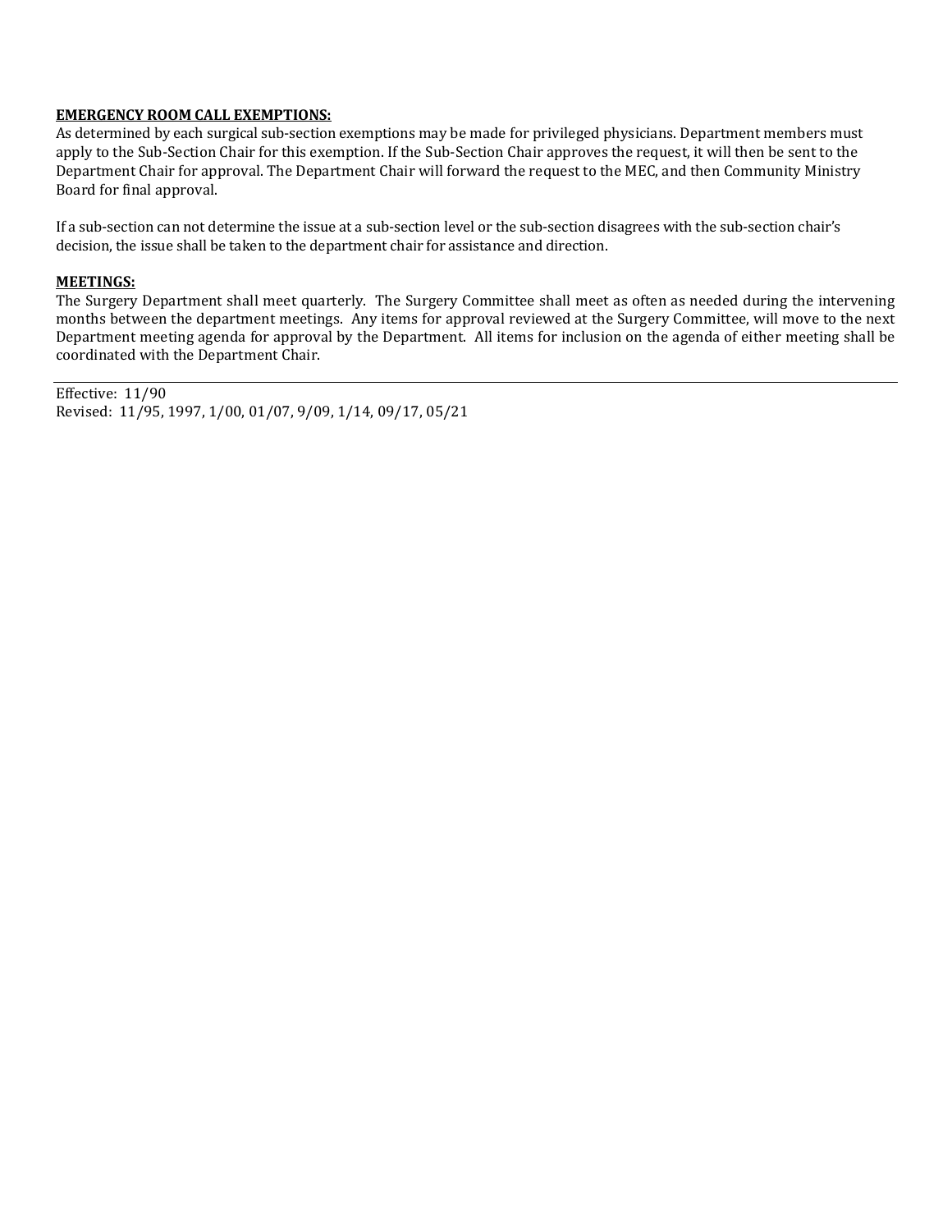**EMERGENCY ROOM CALL EXEMPTIONS:**

As determined by each surgical sub-section exemptions may be made for privileged physicians. Department members must apply to the Sub-Section Chair for this exemption. If the Sub-Section Chair approves the request, it will then be sent to the Department Chair for approval. The Department Chair will forward the request to the MEC, and then Community Ministry Board for final approval.

If a sub-section can not determine the issue at a sub-section level or the sub-section disagrees with the sub-section chair's decision, the issue shall be taken to the department chair for assistance and direction.

**MEETINGS:**

The Surgery Department shall meet quarterly. The Surgery Committee shall meet as often as needed during the intervening months between the department meetings. Any items for approval reviewed at the Surgery Committee, will move to the next Department meeting agenda for approval by the Department. All items for inclusion on the agenda of either meeting shall be coordinated with the Department Chair.

---

Effective: 11/90

Revised: 11/95, 1997, 1/00, 01/07, 9/09, 1/14, 09/17, 05/21